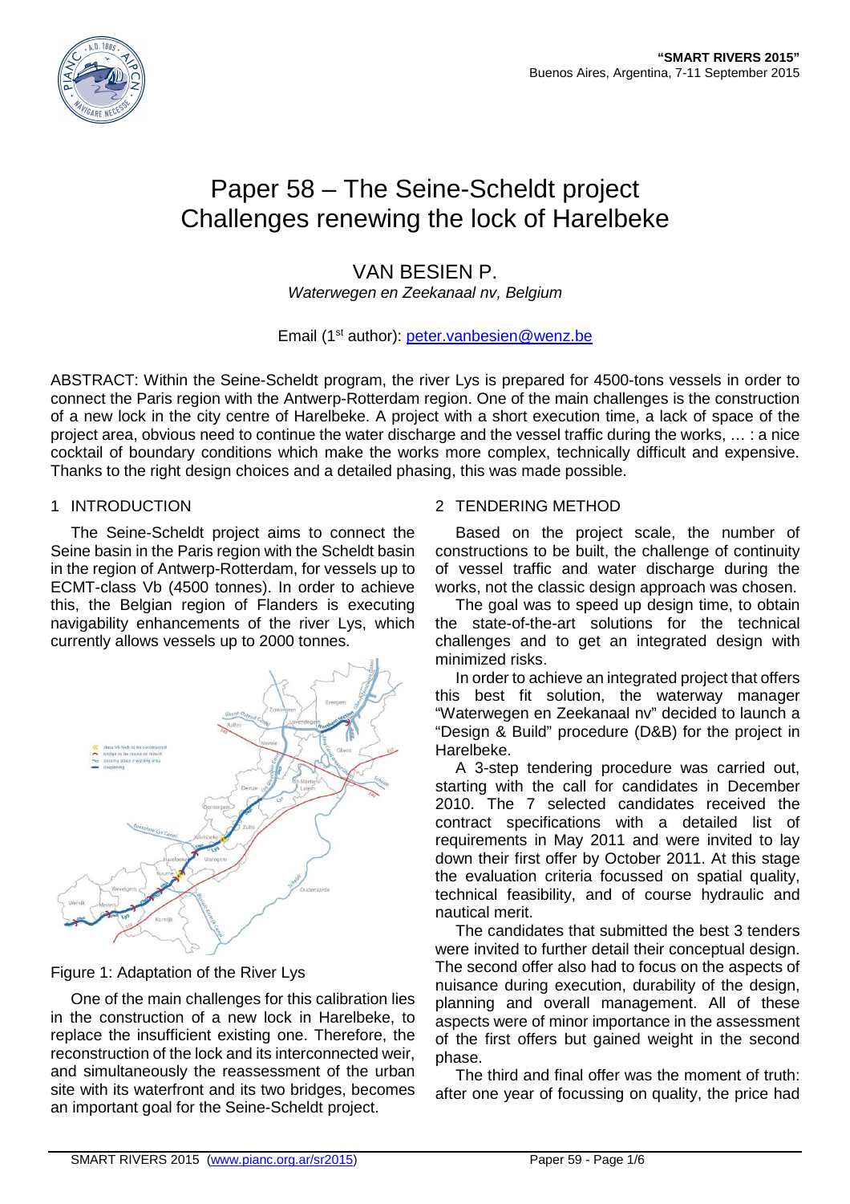# Paper 58 – The Seine-Scheldt project Challenges renewing the lock of Harelbeke

## VAN BESIEN P.

*Waterwegen en Zeekanaal nv, Belgium*

Email (1st author): peter.vanbesien@wenz.be

ABSTRACT: Within the Seine-Scheldt program, the river Lys is prepared for 4500-tons vessels in order to connect the Paris region with the Antwerp-Rotterdam region. One of the main challenges is the construction of a new lock in the city centre of Harelbeke. A project with a short execution time, a lack of space of the project area, obvious need to continue the water discharge and the vessel traffic during the works, … : a nice cocktail of boundary conditions which make the works more complex, technically difficult and expensive. Thanks to the right design choices and a detailed phasing, this was made possible.

## 1 INTRODUCTION

The Seine-Scheldt project aims to connect the Seine basin in the Paris region with the Scheldt basin in the region of Antwerp-Rotterdam, for vessels up to ECMT-class Vb (4500 tonnes). In order to achieve this, the Belgian region of Flanders is executing navigability enhancements of the river Lys, which currently allows vessels up to 2000 tonnes.

Figure 1: Adaptation of the River Lys

One of the main challenges for this calibration lies in the construction of a new lock in Harelbeke, to replace the insufficient existing one. Therefore, the reconstruction of the lock and its interconnected weir, and simultaneously the reassessment of the urban site with its waterfront and its two bridges, becomes an important goal for the Seine-Scheldt project.

## 2 TENDERING METHOD

Based on the project scale, the number of constructions to be built, the challenge of continuity of vessel traffic and water discharge during the works, not the classic design approach was chosen.

The goal was to speed up design time, to obtain the state-of-the-art solutions for the technical challenges and to get an integrated design with minimized risks.

In order to achieve an integrated project that offers this best fit solution, the waterway manager "Waterwegen en Zeekanaal nv" decided to launch a "Design & Build" procedure (D&B) for the project in Harelbeke.

A 3-step tendering procedure was carried out, starting with the call for candidates in December 2010. The 7 selected candidates received the contract specifications with a detailed list of requirements in May 2011 and were invited to lay down their first offer by October 2011. At this stage the evaluation criteria focussed on spatial quality, technical feasibility, and of course hydraulic and nautical merit.

The candidates that submitted the best 3 tenders were invited to further detail their conceptual design. The second offer also had to focus on the aspects of nuisance during execution, durability of the design, planning and overall management. All of these aspects were of minor importance in the assessment of the first offers but gained weight in the second phase.

The third and final offer was the moment of truth: after one year of focussing on quality, the price had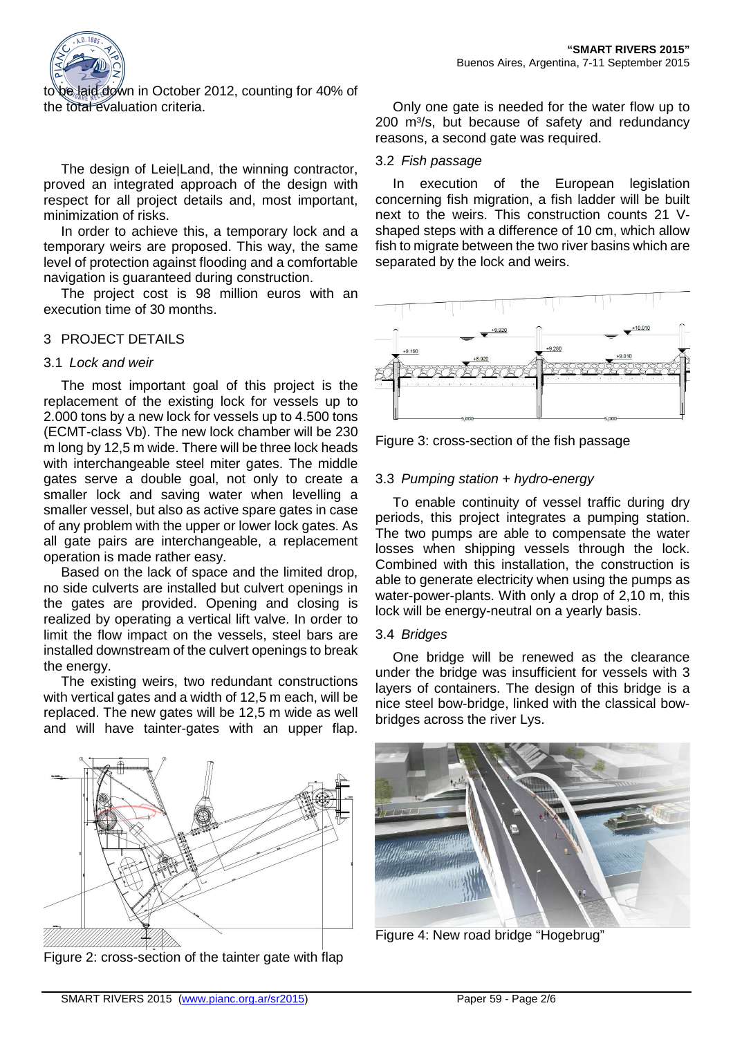to be laid down in October 2012, counting for 40% of the total evaluation criteria.

The design of Leie|Land, the winning contractor, proved an integrated approach of the design with respect for all project details and, most important, minimization of risks.

In order to achieve this, a temporary lock and a temporary weirs are proposed. This way, the same level of protection against flooding and a comfortable navigation is guaranteed during construction.

The project cost is 98 million euros with an execution time of 30 months.

## 3 PROJECT DETAILS

### 3.1 *Lock and weir*

The most important goal of this project is the replacement of the existing lock for vessels up to 2.000 tons by a new lock for vessels up to 4.500 tons (ECMT-class Vb). The new lock chamber will be 230 m long by 12,5 m wide. There will be three lock heads with interchangeable steel miter gates. The middle gates serve a double goal, not only to create a smaller lock and saving water when levelling a smaller vessel, but also as active spare gates in case of any problem with the upper or lower lock gates. As all gate pairs are interchangeable, a replacement operation is made rather easy.

Based on the lack of space and the limited drop, no side culverts are installed but culvert openings in the gates are provided. Opening and closing is realized by operating a vertical lift valve. In order to limit the flow impact on the vessels, steel bars are installed downstream of the culvert openings to break the energy.

The existing weirs, two redundant constructions with vertical gates and a width of 12,5 m each, will be replaced. The new gates will be 12,5 m wide as well and will have tainter-gates with an upper flap.

Figure 2: cross-section of the tainter gate with flap

Only one gate is needed for the water flow up to 200 m³/s, but because of safety and redundancy reasons, a second gate was required.

### 3.2 *Fish passage*

In execution of the European legislation concerning fish migration, a fish ladder will be built next to the weirs. This construction counts 21 V-shaped steps with a difference of 10 cm, which allow fish to migrate between the two river basins which are separated by the lock and weirs.

Figure 3: cross-section of the fish passage

### 3.3 *Pumping station + hydro-energy*

To enable continuity of vessel traffic during dry periods, this project integrates a pumping station. The two pumps are able to compensate the water losses when shipping vessels through the lock. Combined with this installation, the construction is able to generate electricity when using the pumps as water-power-plants. With only a drop of 2,10 m, this lock will be energy-neutral on a yearly basis.

### 3.4 *Bridges*

One bridge will be renewed as the clearance under the bridge was insufficient for vessels with 3 layers of containers. The design of this bridge is a nice steel bow-bridge, linked with the classical bow-bridges across the river Lys.

Figure 4: New road bridge "Hogebrug"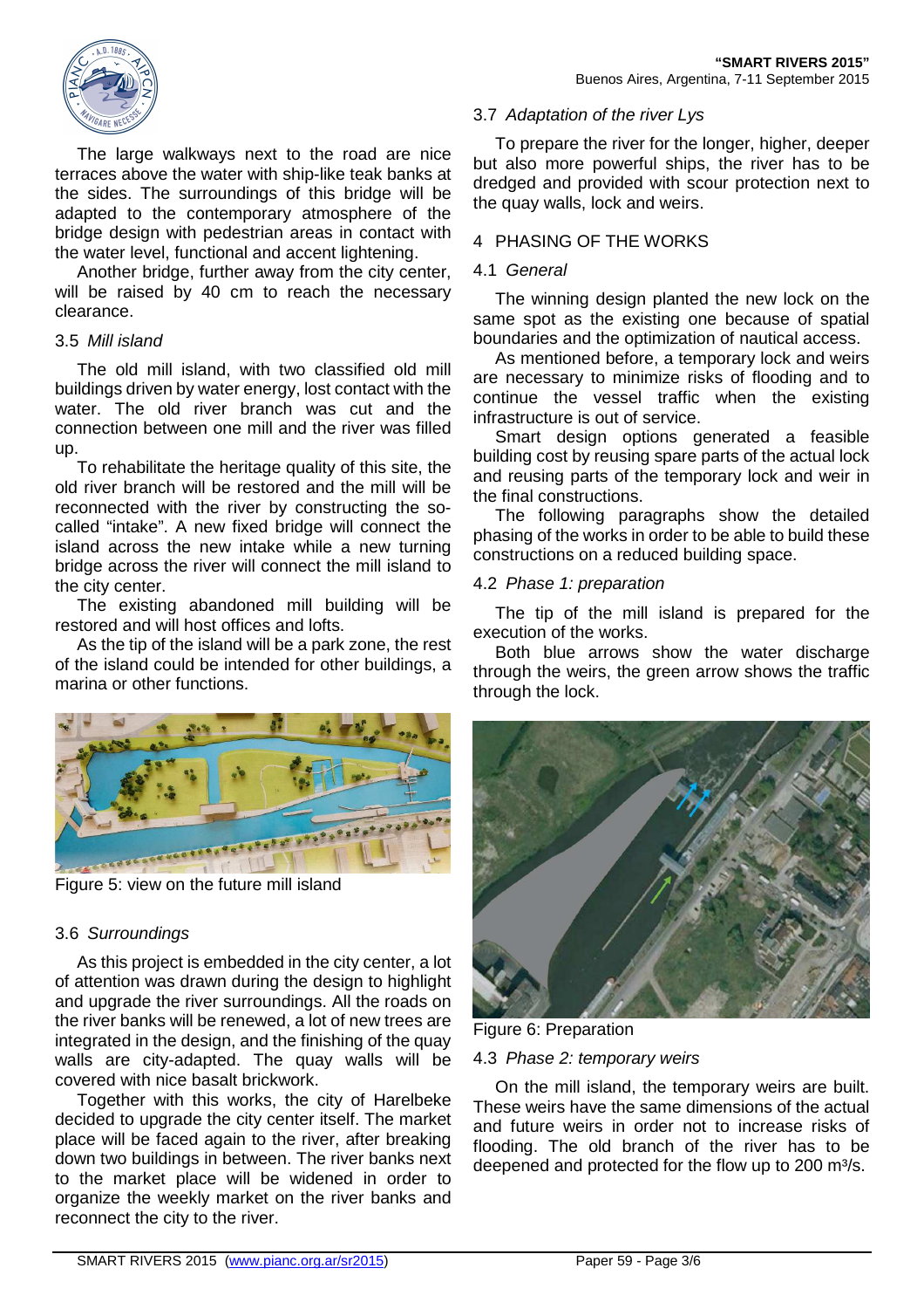The large walkways next to the road are nice terraces above the water with ship-like teak banks at the sides. The surroundings of this bridge will be adapted to the contemporary atmosphere of the bridge design with pedestrian areas in contact with the water level, functional and accent lightening.

Another bridge, further away from the city center, will be raised by 40 cm to reach the necessary clearance.

### 3.5 *Mill island*

The old mill island, with two classified old mill buildings driven by water energy, lost contact with the water. The old river branch was cut and the connection between one mill and the river was filled up.

To rehabilitate the heritage quality of this site, the old river branch will be restored and the mill will be reconnected with the river by constructing the so-called "intake". A new fixed bridge will connect the island across the new intake while a new turning bridge across the river will connect the mill island to the city center.

The existing abandoned mill building will be restored and will host offices and lofts.

As the tip of the island will be a park zone, the rest of the island could be intended for other buildings, a marina or other functions.

Figure 5: view on the future mill island

### 3.6 *Surroundings*

As this project is embedded in the city center, a lot of attention was drawn during the design to highlight and upgrade the river surroundings. All the roads on the river banks will be renewed, a lot of new trees are integrated in the design, and the finishing of the quay walls are city-adapted. The quay walls will be covered with nice basalt brickwork.

Together with this works, the city of Harelbeke decided to upgrade the city center itself. The market place will be faced again to the river, after breaking down two buildings in between. The river banks next to the market place will be widened in order to organize the weekly market on the river banks and reconnect the city to the river.

### 3.7 *Adaptation of the river Lys*

To prepare the river for the longer, higher, deeper but also more powerful ships, the river has to be dredged and provided with scour protection next to the quay walls, lock and weirs.

## 4 PHASING OF THE WORKS

### 4.1 *General*

The winning design planted the new lock on the same spot as the existing one because of spatial boundaries and the optimization of nautical access.

As mentioned before, a temporary lock and weirs are necessary to minimize risks of flooding and to continue the vessel traffic when the existing infrastructure is out of service.

Smart design options generated a feasible building cost by reusing spare parts of the actual lock and reusing parts of the temporary lock and weir in the final constructions.

The following paragraphs show the detailed phasing of the works in order to be able to build these constructions on a reduced building space.

### 4.2 *Phase 1: preparation*

The tip of the mill island is prepared for the execution of the works.

Both blue arrows show the water discharge through the weirs, the green arrow shows the traffic through the lock.

Figure 6: Preparation

### 4.3 *Phase 2: temporary weirs*

On the mill island, the temporary weirs are built. These weirs have the same dimensions of the actual and future weirs in order not to increase risks of flooding. The old branch of the river has to be deepened and protected for the flow up to 200 m³/s.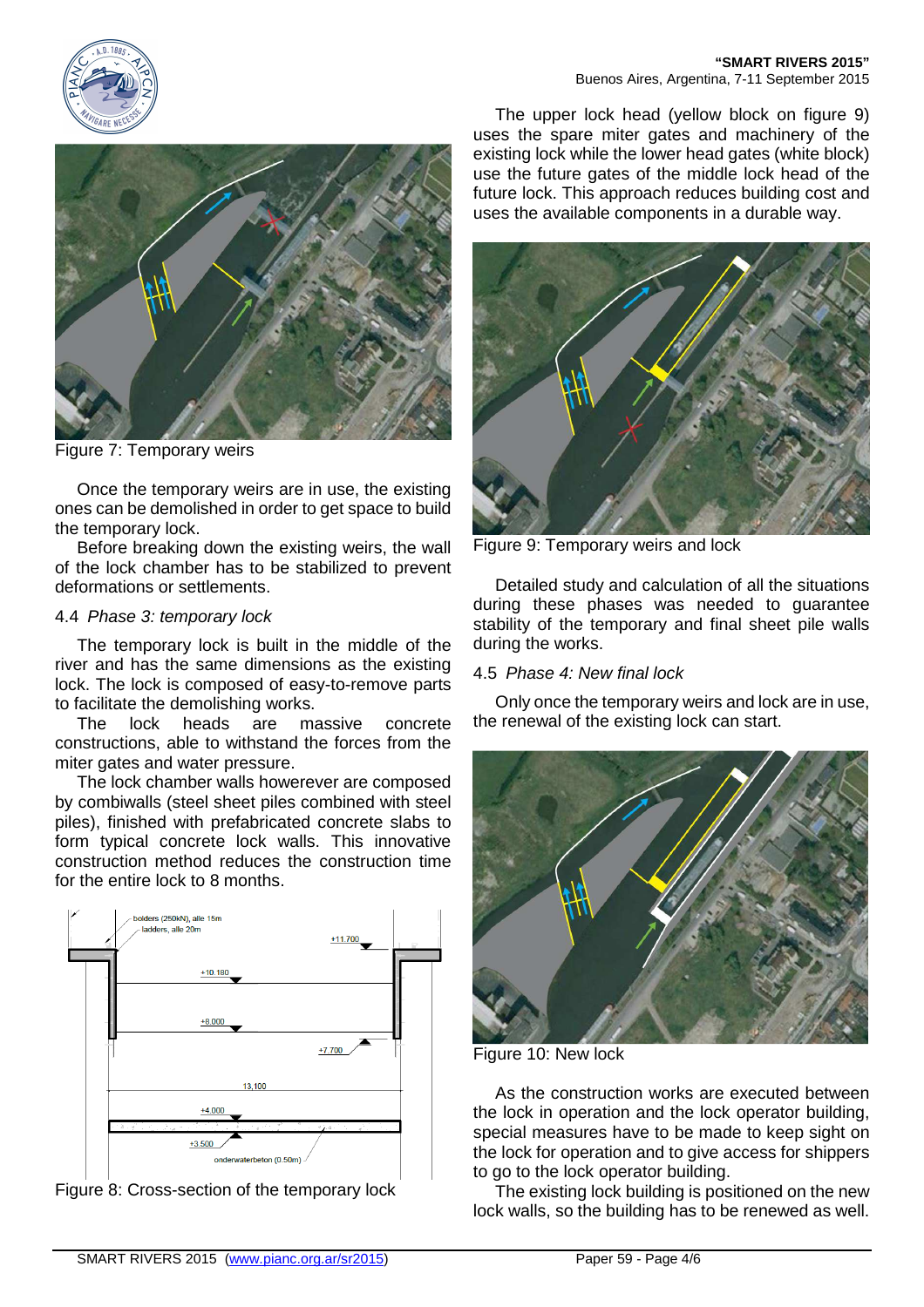Figure 7: Temporary weirs

Once the temporary weirs are in use, the existing ones can be demolished in order to get space to build the temporary lock.

Before breaking down the existing weirs, the wall of the lock chamber has to be stabilized to prevent deformations or settlements.

### 4.4 *Phase 3: temporary lock*

The temporary lock is built in the middle of the river and has the same dimensions as the existing lock. The lock is composed of easy-to-remove parts to facilitate the demolishing works.

The lock heads are massive concrete constructions, able to withstand the forces from the miter gates and water pressure.

The lock chamber walls howerever are composed by combiwalls (steel sheet piles combined with steel piles), finished with prefabricated concrete slabs to form typical concrete lock walls. This innovative construction method reduces the construction time for the entire lock to 8 months.

Figure 8: Cross-section of the temporary lock

The upper lock head (yellow block on figure 9) uses the spare miter gates and machinery of the existing lock while the lower head gates (white block) use the future gates of the middle lock head of the future lock. This approach reduces building cost and uses the available components in a durable way.

Figure 9: Temporary weirs and lock

Detailed study and calculation of all the situations during these phases was needed to guarantee stability of the temporary and final sheet pile walls during the works.

### 4.5 *Phase 4: New final lock*

Only once the temporary weirs and lock are in use, the renewal of the existing lock can start.

Figure 10: New lock

As the construction works are executed between the lock in operation and the lock operator building, special measures have to be made to keep sight on the lock for operation and to give access for shippers to go to the lock operator building.

The existing lock building is positioned on the new lock walls, so the building has to be renewed as well.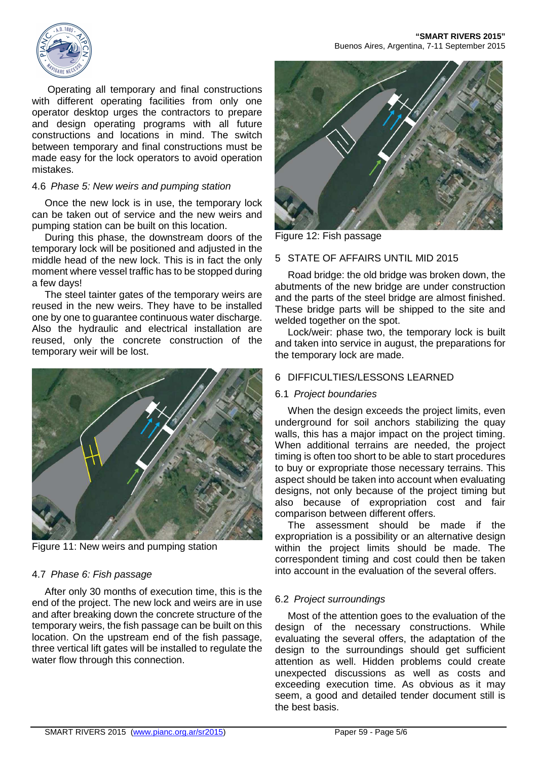Operating all temporary and final constructions with different operating facilities from only one operator desktop urges the contractors to prepare and design operating programs with all future constructions and locations in mind. The switch between temporary and final constructions must be made easy for the lock operators to avoid operation mistakes.

### 4.6 *Phase 5: New weirs and pumping station*

Once the new lock is in use, the temporary lock can be taken out of service and the new weirs and pumping station can be built on this location.

During this phase, the downstream doors of the temporary lock will be positioned and adjusted in the middle head of the new lock. This is in fact the only moment where vessel traffic has to be stopped during a few days!

The steel tainter gates of the temporary weirs are reused in the new weirs. They have to be installed one by one to guarantee continuous water discharge. Also the hydraulic and electrical installation are reused, only the concrete construction of the temporary weir will be lost.

Figure 11: New weirs and pumping station

### 4.7 *Phase 6: Fish passage*

After only 30 months of execution time, this is the end of the project. The new lock and weirs are in use and after breaking down the concrete structure of the temporary weirs, the fish passage can be built on this location. On the upstream end of the fish passage, three vertical lift gates will be installed to regulate the water flow through this connection.

Figure 12: Fish passage

## 5 STATE OF AFFAIRS UNTIL MID 2015

Road bridge: the old bridge was broken down, the abutments of the new bridge are under construction and the parts of the steel bridge are almost finished. These bridge parts will be shipped to the site and welded together on the spot.

Lock/weir: phase two, the temporary lock is built and taken into service in august, the preparations for the temporary lock are made.

## 6 DIFFICULTIES/LESSONS LEARNED

### 6.1 *Project boundaries*

When the design exceeds the project limits, even underground for soil anchors stabilizing the quay walls, this has a major impact on the project timing. When additional terrains are needed, the project timing is often too short to be able to start procedures to buy or expropriate those necessary terrains. This aspect should be taken into account when evaluating designs, not only because of the project timing but also because of expropriation cost and fair comparison between different offers.

The assessment should be made if the expropriation is a possibility or an alternative design within the project limits should be made. The correspondent timing and cost could then be taken into account in the evaluation of the several offers.

### 6.2 *Project surroundings*

Most of the attention goes to the evaluation of the design of the necessary constructions. While evaluating the several offers, the adaptation of the design to the surroundings should get sufficient attention as well. Hidden problems could create unexpected discussions as well as costs and exceeding execution time. As obvious as it may seem, a good and detailed tender document still is the best basis.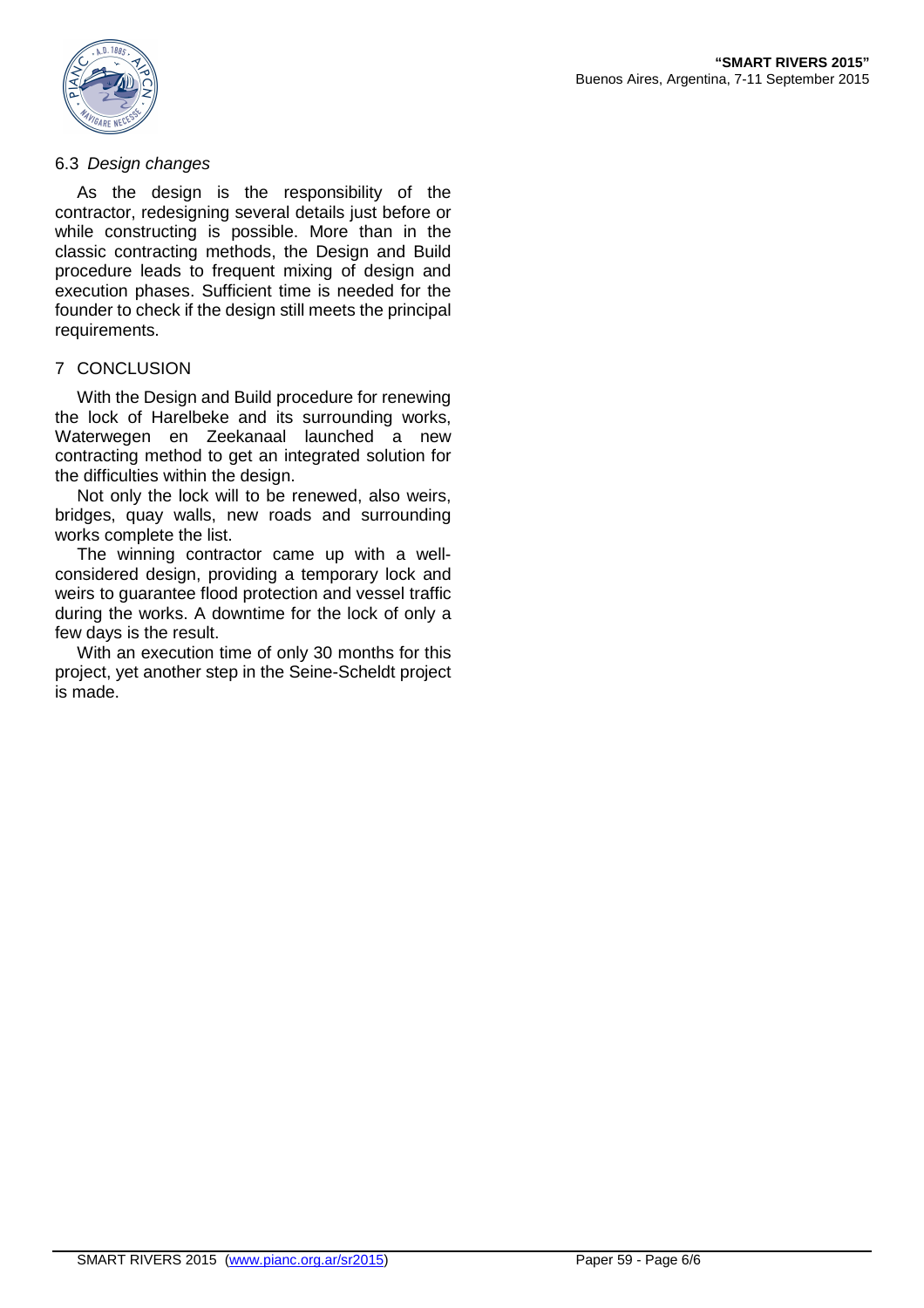### 6.3 *Design changes*

As the design is the responsibility of the contractor, redesigning several details just before or while constructing is possible. More than in the classic contracting methods, the Design and Build procedure leads to frequent mixing of design and execution phases. Sufficient time is needed for the founder to check if the design still meets the principal requirements.

## 7 CONCLUSION

With the Design and Build procedure for renewing the lock of Harelbeke and its surrounding works, Waterwegen en Zeekanaal launched a new contracting method to get an integrated solution for the difficulties within the design.

Not only the lock will to be renewed, also weirs, bridges, quay walls, new roads and surrounding works complete the list.

The winning contractor came up with a well-considered design, providing a temporary lock and weirs to guarantee flood protection and vessel traffic during the works. A downtime for the lock of only a few days is the result.

With an execution time of only 30 months for this project, yet another step in the Seine-Scheldt project is made.